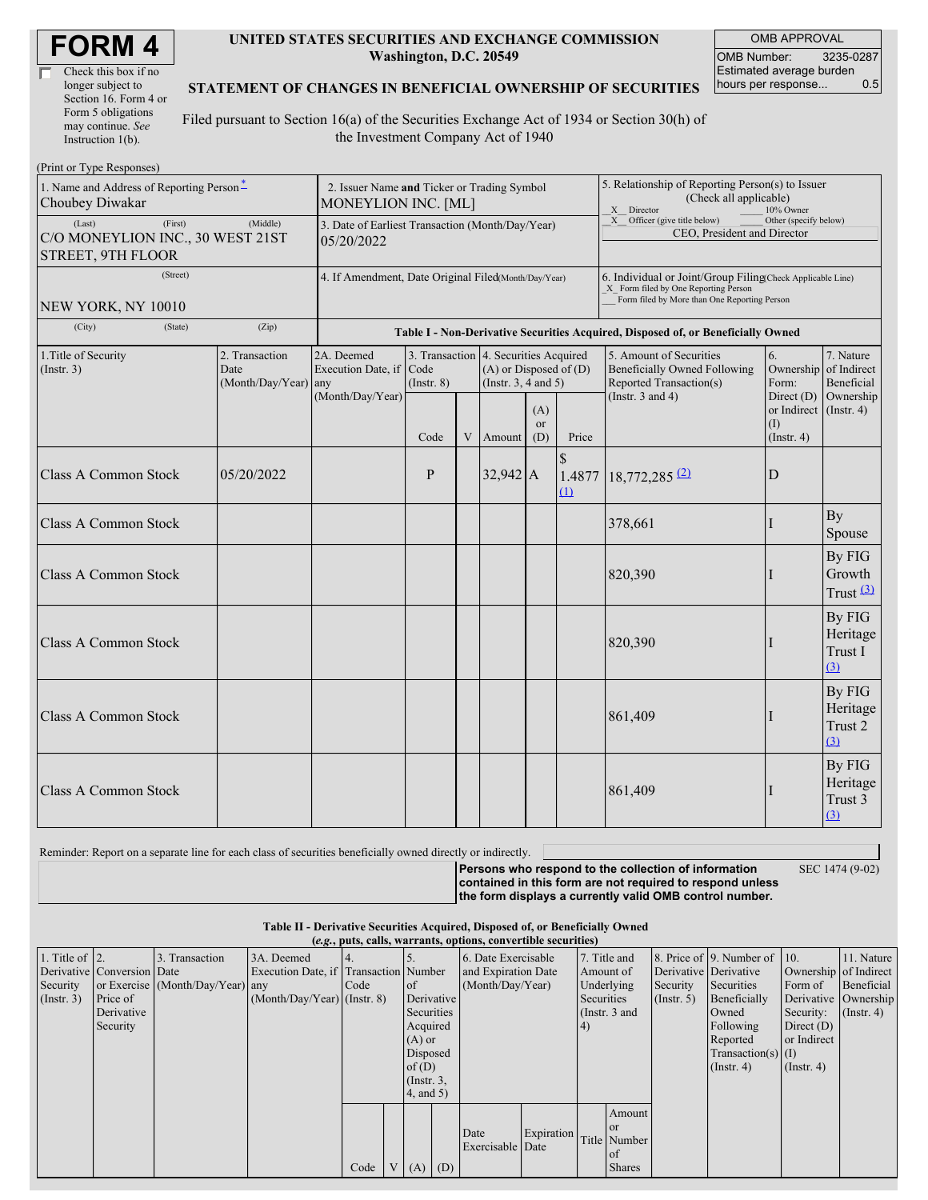# FORM 4

☐ Check this box if no longer subject to Section 16. Form 4 or Form 5 obligations may continue. *See* Instruction 1(b).

**UNITED STATES SECURITIES AND EXCHANGE COMMISSION**
**Washington, D.C. 20549**

**STATEMENT OF CHANGES IN BENEFICIAL OWNERSHIP OF SECURITIES**

Filed pursuant to Section 16(a) of the Securities Exchange Act of 1934 or Section 30(h) of the Investment Company Act of 1940

| OMB APPROVAL | |
|---|---|
| OMB Number: | 3235-0287 |
| Estimated average burden hours per response... | 0.5 |

(Print or Type Responses)

1. Name and Address of Reporting Person*
Choubey Diwakar

(Last) (First) (Middle)
C/O MONEYLION INC., 30 WEST 21ST STREET, 9TH FLOOR

(Street)
NEW YORK, NY 10010

(City) (State) (Zip)

2. Issuer Name **and** Ticker or Trading Symbol
MONEYLION INC. [ML]

3. Date of Earliest Transaction (Month/Day/Year)
05/20/2022

4. If Amendment, Date Original Filed (Month/Day/Year)

5. Relationship of Reporting Person(s) to Issuer (Check all applicable)
_X_ Director ___ 10% Owner
_X_ Officer (give title below) ___ Other (specify below)
CEO, President and Director

6. Individual or Joint/Group Filing (Check Applicable Line)
_X_ Form filed by One Reporting Person
___ Form filed by More than One Reporting Person

**Table I - Non-Derivative Securities Acquired, Disposed of, or Beneficially Owned**

| 1.Title of Security (Instr. 3) | 2. Transaction Date (Month/Day/Year) | 2A. Deemed Execution Date, if any (Month/Day/Year) | 3. Transaction Code (Instr. 8) | | 4. Securities Acquired (A) or Disposed of (D) (Instr. 3, 4 and 5) | | | 5. Amount of Securities Beneficially Owned Following Reported Transaction(s) (Instr. 3 and 4) | 6. Ownership Form: Direct (D) or Indirect (I) (Instr. 4) | 7. Nature of Indirect Beneficial Ownership (Instr. 4) |
|---|---|---|---|---|---|---|---|---|---|---|
| | | | Code | V | Amount | (A) or (D) | Price | | | |
| Class A Common Stock | 05/20/2022 | | P | | 32,942 | A | $ 1.4877 (1) | 18,772,285 (2) | D | |
| Class A Common Stock | | | | | | | | 378,661 | I | By Spouse |
| Class A Common Stock | | | | | | | | 820,390 | I | By FIG Growth Trust (3) |
| Class A Common Stock | | | | | | | | 820,390 | I | By FIG Heritage Trust I (3) |
| Class A Common Stock | | | | | | | | 861,409 | I | By FIG Heritage Trust 2 (3) |
| Class A Common Stock | | | | | | | | 861,409 | I | By FIG Heritage Trust 3 (3) |

Reminder: Report on a separate line for each class of securities beneficially owned directly or indirectly.

**Persons who respond to the collection of information contained in this form are not required to respond unless the form displays a currently valid OMB control number.** SEC 1474 (9-02)

**Table II - Derivative Securities Acquired, Disposed of, or Beneficially Owned**
***(e.g.*, puts, calls, warrants, options, convertible securities)**

| 1. Title of Derivative Security (Instr. 3) | 2. Conversion or Exercise Price of Derivative Security | 3. Transaction Date (Month/Day/Year) | 3A. Deemed Execution Date, if any (Month/Day/Year) | 4. Transaction Code (Instr. 8) | | 5. Number of Derivative Securities Acquired (A) or Disposed of (D) (Instr. 3, 4, and 5) | | 6. Date Exercisable and Expiration Date (Month/Day/Year) | | 7. Title and Amount of Underlying Securities (Instr. 3 and 4) | | 8. Price of Derivative Security (Instr. 5) | 9. Number of Derivative Securities Beneficially Owned Following Reported Transaction(s) (Instr. 4) | 10. Ownership Form of Derivative Security: Direct (D) or Indirect (I) (Instr. 4) | 11. Nature of Indirect Beneficial Ownership (Instr. 4) |
|---|---|---|---|---|---|---|---|---|---|---|---|---|---|---|---|
| | | | | Code | V | (A) | (D) | Date Exercisable | Expiration Date | Title | Amount or Number of Shares | | | | |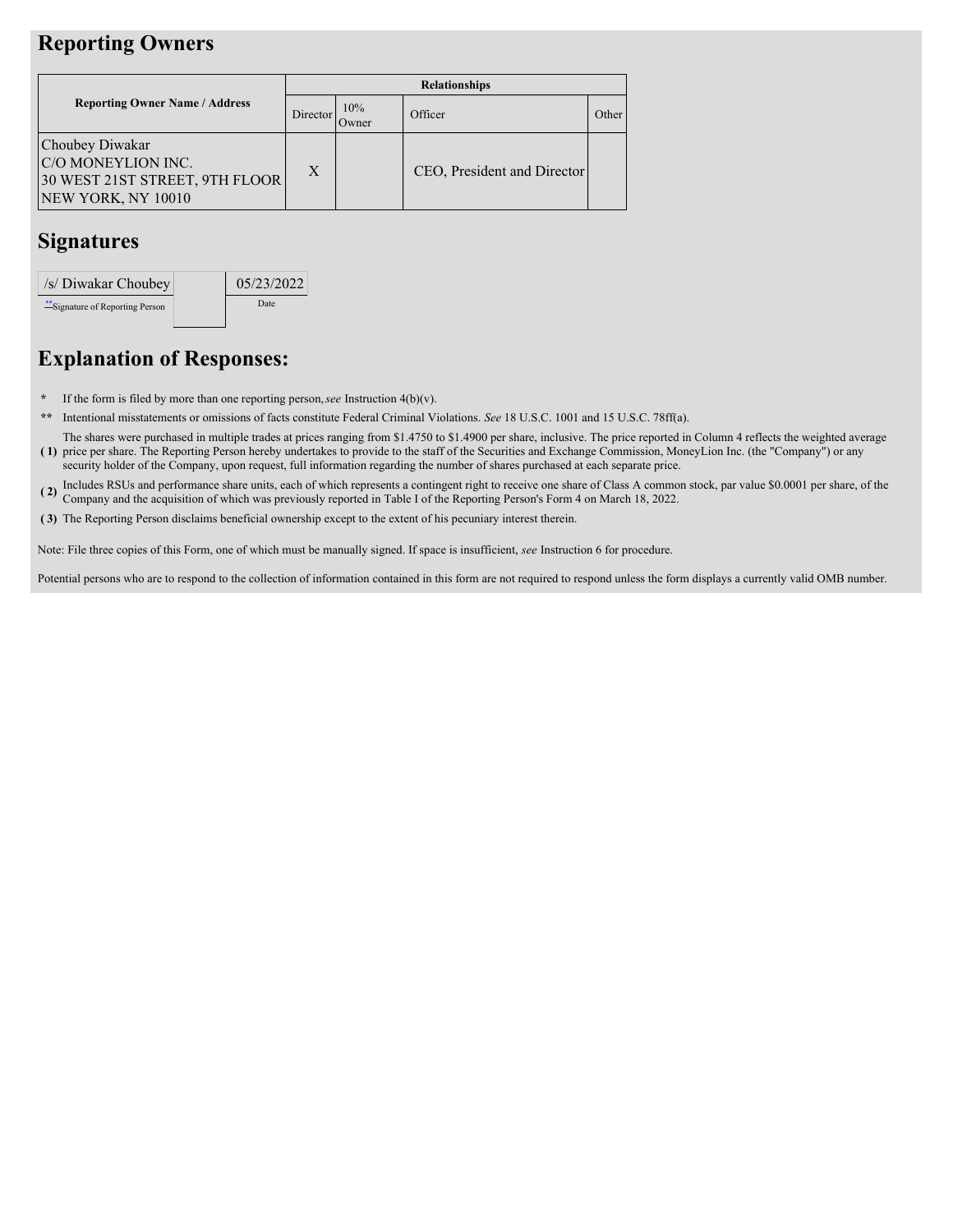## Reporting Owners

| Reporting Owner Name / Address | Relationships | | | |
|---|---|---|---|---|
| | Director | 10% Owner | Officer | Other |
| Choubey Diwakar<br>C/O MONEYLION INC.<br>30 WEST 21ST STREET, 9TH FLOOR<br>NEW YORK, NY 10010 | X | | CEO, President and Director | |

## Signatures

| | | |
|---|---|---|
| /s/ Diwakar Choubey | | 05/23/2022 |
| **Signature of Reporting Person | | Date |

## Explanation of Responses:

\* If the form is filed by more than one reporting person, *see* Instruction 4(b)(v).

** Intentional misstatements or omissions of facts constitute Federal Criminal Violations. *See* 18 U.S.C. 1001 and 15 U.S.C. 78ff(a).

( 1) The shares were purchased in multiple trades at prices ranging from $1.4750 to $1.4900 per share, inclusive. The price reported in Column 4 reflects the weighted average price per share. The Reporting Person hereby undertakes to provide to the staff of the Securities and Exchange Commission, MoneyLion Inc. (the "Company") or any security holder of the Company, upon request, full information regarding the number of shares purchased at each separate price.

( 2) Includes RSUs and performance share units, each of which represents a contingent right to receive one share of Class A common stock, par value $0.0001 per share, of the Company and the acquisition of which was previously reported in Table I of the Reporting Person's Form 4 on March 18, 2022.

( 3) The Reporting Person disclaims beneficial ownership except to the extent of his pecuniary interest therein.

Note: File three copies of this Form, one of which must be manually signed. If space is insufficient, *see* Instruction 6 for procedure.

Potential persons who are to respond to the collection of information contained in this form are not required to respond unless the form displays a currently valid OMB number.